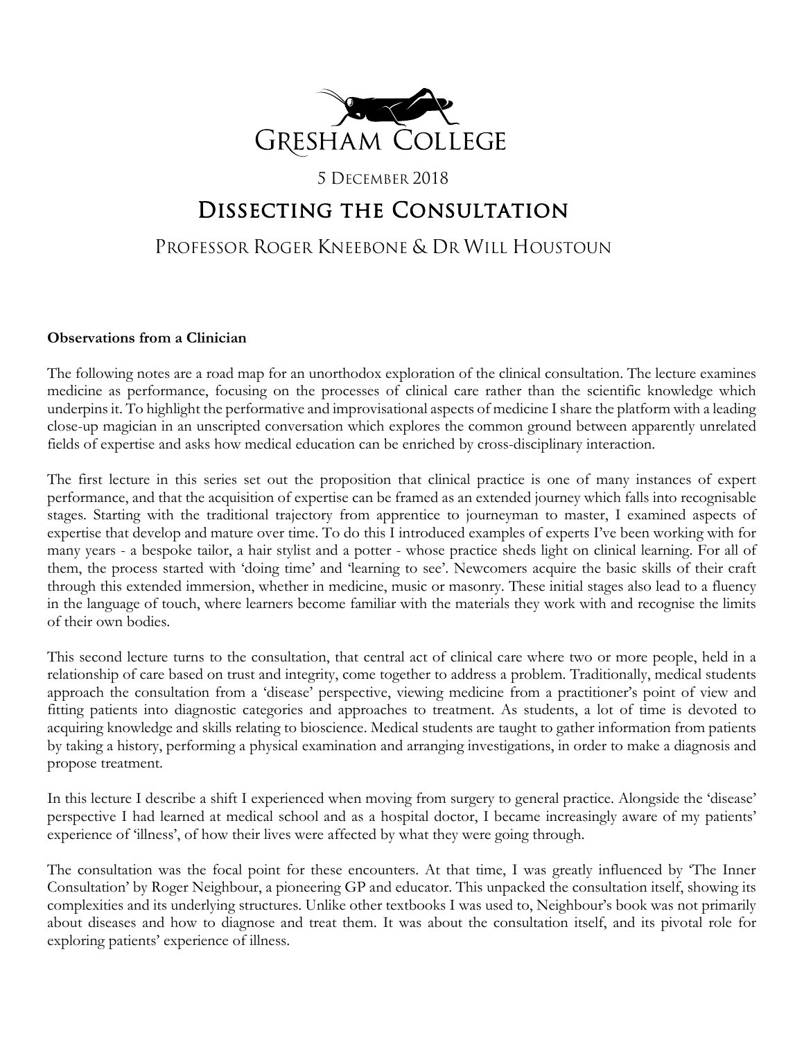# Gresham College

5 December 2018

# Dissecting the Consultation

## Professor Roger Kneebone & Dr Will Houstoun

**Observations from a Clinician**

The following notes are a road map for an unorthodox exploration of the clinical consultation. The lecture examines medicine as performance, focusing on the processes of clinical care rather than the scientific knowledge which underpins it. To highlight the performative and improvisational aspects of medicine I share the platform with a leading close-up magician in an unscripted conversation which explores the common ground between apparently unrelated fields of expertise and asks how medical education can be enriched by cross-disciplinary interaction.

The first lecture in this series set out the proposition that clinical practice is one of many instances of expert performance, and that the acquisition of expertise can be framed as an extended journey which falls into recognisable stages. Starting with the traditional trajectory from apprentice to journeyman to master, I examined aspects of expertise that develop and mature over time. To do this I introduced examples of experts I've been working with for many years - a bespoke tailor, a hair stylist and a potter - whose practice sheds light on clinical learning. For all of them, the process started with 'doing time' and 'learning to see'. Newcomers acquire the basic skills of their craft through this extended immersion, whether in medicine, music or masonry. These initial stages also lead to a fluency in the language of touch, where learners become familiar with the materials they work with and recognise the limits of their own bodies.

This second lecture turns to the consultation, that central act of clinical care where two or more people, held in a relationship of care based on trust and integrity, come together to address a problem. Traditionally, medical students approach the consultation from a 'disease' perspective, viewing medicine from a practitioner's point of view and fitting patients into diagnostic categories and approaches to treatment. As students, a lot of time is devoted to acquiring knowledge and skills relating to bioscience. Medical students are taught to gather information from patients by taking a history, performing a physical examination and arranging investigations, in order to make a diagnosis and propose treatment.

In this lecture I describe a shift I experienced when moving from surgery to general practice. Alongside the 'disease' perspective I had learned at medical school and as a hospital doctor, I became increasingly aware of my patients' experience of 'illness', of how their lives were affected by what they were going through.

The consultation was the focal point for these encounters. At that time, I was greatly influenced by 'The Inner Consultation' by Roger Neighbour, a pioneering GP and educator. This unpacked the consultation itself, showing its complexities and its underlying structures. Unlike other textbooks I was used to, Neighbour's book was not primarily about diseases and how to diagnose and treat them. It was about the consultation itself, and its pivotal role for exploring patients' experience of illness.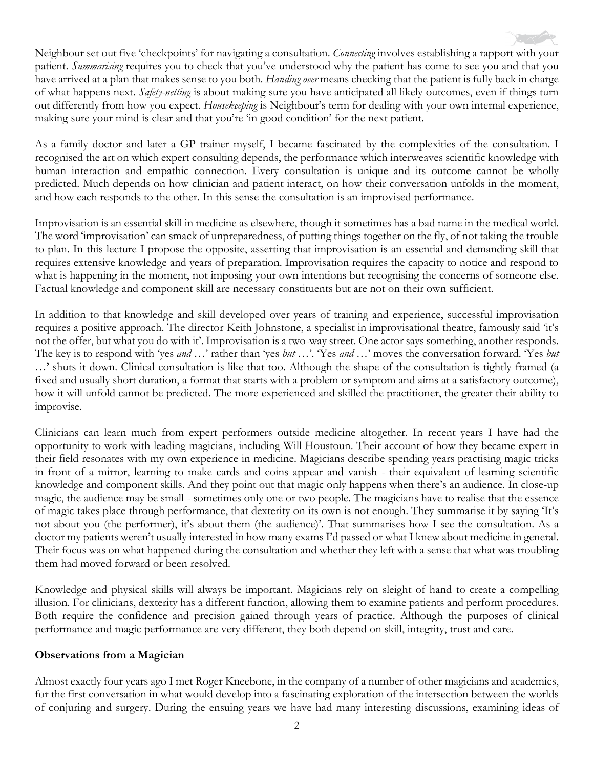Neighbour set out five 'checkpoints' for navigating a consultation. *Connecting* involves establishing a rapport with your patient. *Summarising* requires you to check that you've understood why the patient has come to see you and that you have arrived at a plan that makes sense to you both. *Handing over* means checking that the patient is fully back in charge of what happens next. *Safety-netting* is about making sure you have anticipated all likely outcomes, even if things turn out differently from how you expect. *Housekeeping* is Neighbour's term for dealing with your own internal experience, making sure your mind is clear and that you're 'in good condition' for the next patient.

As a family doctor and later a GP trainer myself, I became fascinated by the complexities of the consultation. I recognised the art on which expert consulting depends, the performance which interweaves scientific knowledge with human interaction and empathic connection. Every consultation is unique and its outcome cannot be wholly predicted. Much depends on how clinician and patient interact, on how their conversation unfolds in the moment, and how each responds to the other. In this sense the consultation is an improvised performance.

Improvisation is an essential skill in medicine as elsewhere, though it sometimes has a bad name in the medical world. The word 'improvisation' can smack of unpreparedness, of putting things together on the fly, of not taking the trouble to plan. In this lecture I propose the opposite, asserting that improvisation is an essential and demanding skill that requires extensive knowledge and years of preparation. Improvisation requires the capacity to notice and respond to what is happening in the moment, not imposing your own intentions but recognising the concerns of someone else. Factual knowledge and component skill are necessary constituents but are not on their own sufficient.

In addition to that knowledge and skill developed over years of training and experience, successful improvisation requires a positive approach. The director Keith Johnstone, a specialist in improvisational theatre, famously said 'it's not the offer, but what you do with it'. Improvisation is a two-way street. One actor says something, another responds. The key is to respond with 'yes *and* …' rather than 'yes *but* …'. 'Yes *and* …' moves the conversation forward. 'Yes *but* …' shuts it down. Clinical consultation is like that too. Although the shape of the consultation is tightly framed (a fixed and usually short duration, a format that starts with a problem or symptom and aims at a satisfactory outcome), how it will unfold cannot be predicted. The more experienced and skilled the practitioner, the greater their ability to improvise.

Clinicians can learn much from expert performers outside medicine altogether. In recent years I have had the opportunity to work with leading magicians, including Will Houstoun. Their account of how they became expert in their field resonates with my own experience in medicine. Magicians describe spending years practising magic tricks in front of a mirror, learning to make cards and coins appear and vanish - their equivalent of learning scientific knowledge and component skills. And they point out that magic only happens when there's an audience. In close-up magic, the audience may be small - sometimes only one or two people. The magicians have to realise that the essence of magic takes place through performance, that dexterity on its own is not enough. They summarise it by saying 'It's not about you (the performer), it's about them (the audience)'. That summarises how I see the consultation. As a doctor my patients weren't usually interested in how many exams I'd passed or what I knew about medicine in general. Their focus was on what happened during the consultation and whether they left with a sense that what was troubling them had moved forward or been resolved.

Knowledge and physical skills will always be important. Magicians rely on sleight of hand to create a compelling illusion. For clinicians, dexterity has a different function, allowing them to examine patients and perform procedures. Both require the confidence and precision gained through years of practice. Although the purposes of clinical performance and magic performance are very different, they both depend on skill, integrity, trust and care.

**Observations from a Magician**

Almost exactly four years ago I met Roger Kneebone, in the company of a number of other magicians and academics, for the first conversation in what would develop into a fascinating exploration of the intersection between the worlds of conjuring and surgery. During the ensuing years we have had many interesting discussions, examining ideas of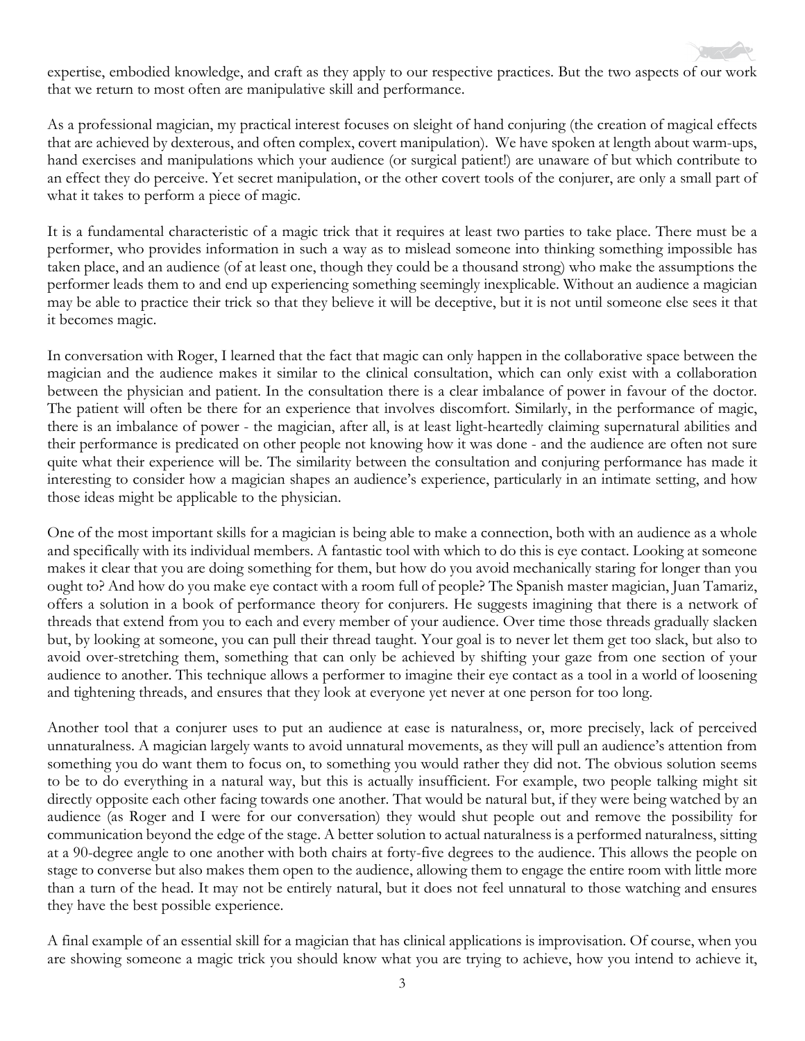expertise, embodied knowledge, and craft as they apply to our respective practices. But the two aspects of our work that we return to most often are manipulative skill and performance.

As a professional magician, my practical interest focuses on sleight of hand conjuring (the creation of magical effects that are achieved by dexterous, and often complex, covert manipulation). We have spoken at length about warm-ups, hand exercises and manipulations which your audience (or surgical patient!) are unaware of but which contribute to an effect they do perceive. Yet secret manipulation, or the other covert tools of the conjurer, are only a small part of what it takes to perform a piece of magic.

It is a fundamental characteristic of a magic trick that it requires at least two parties to take place. There must be a performer, who provides information in such a way as to mislead someone into thinking something impossible has taken place, and an audience (of at least one, though they could be a thousand strong) who make the assumptions the performer leads them to and end up experiencing something seemingly inexplicable. Without an audience a magician may be able to practice their trick so that they believe it will be deceptive, but it is not until someone else sees it that it becomes magic.

In conversation with Roger, I learned that the fact that magic can only happen in the collaborative space between the magician and the audience makes it similar to the clinical consultation, which can only exist with a collaboration between the physician and patient. In the consultation there is a clear imbalance of power in favour of the doctor. The patient will often be there for an experience that involves discomfort. Similarly, in the performance of magic, there is an imbalance of power - the magician, after all, is at least light-heartedly claiming supernatural abilities and their performance is predicated on other people not knowing how it was done - and the audience are often not sure quite what their experience will be. The similarity between the consultation and conjuring performance has made it interesting to consider how a magician shapes an audience's experience, particularly in an intimate setting, and how those ideas might be applicable to the physician.

One of the most important skills for a magician is being able to make a connection, both with an audience as a whole and specifically with its individual members. A fantastic tool with which to do this is eye contact. Looking at someone makes it clear that you are doing something for them, but how do you avoid mechanically staring for longer than you ought to? And how do you make eye contact with a room full of people? The Spanish master magician, Juan Tamariz, offers a solution in a book of performance theory for conjurers. He suggests imagining that there is a network of threads that extend from you to each and every member of your audience. Over time those threads gradually slacken but, by looking at someone, you can pull their thread taught. Your goal is to never let them get too slack, but also to avoid over-stretching them, something that can only be achieved by shifting your gaze from one section of your audience to another. This technique allows a performer to imagine their eye contact as a tool in a world of loosening and tightening threads, and ensures that they look at everyone yet never at one person for too long.

Another tool that a conjurer uses to put an audience at ease is naturalness, or, more precisely, lack of perceived unnaturalness. A magician largely wants to avoid unnatural movements, as they will pull an audience's attention from something you do want them to focus on, to something you would rather they did not. The obvious solution seems to be to do everything in a natural way, but this is actually insufficient. For example, two people talking might sit directly opposite each other facing towards one another. That would be natural but, if they were being watched by an audience (as Roger and I were for our conversation) they would shut people out and remove the possibility for communication beyond the edge of the stage. A better solution to actual naturalness is a performed naturalness, sitting at a 90-degree angle to one another with both chairs at forty-five degrees to the audience. This allows the people on stage to converse but also makes them open to the audience, allowing them to engage the entire room with little more than a turn of the head. It may not be entirely natural, but it does not feel unnatural to those watching and ensures they have the best possible experience.

A final example of an essential skill for a magician that has clinical applications is improvisation. Of course, when you are showing someone a magic trick you should know what you are trying to achieve, how you intend to achieve it,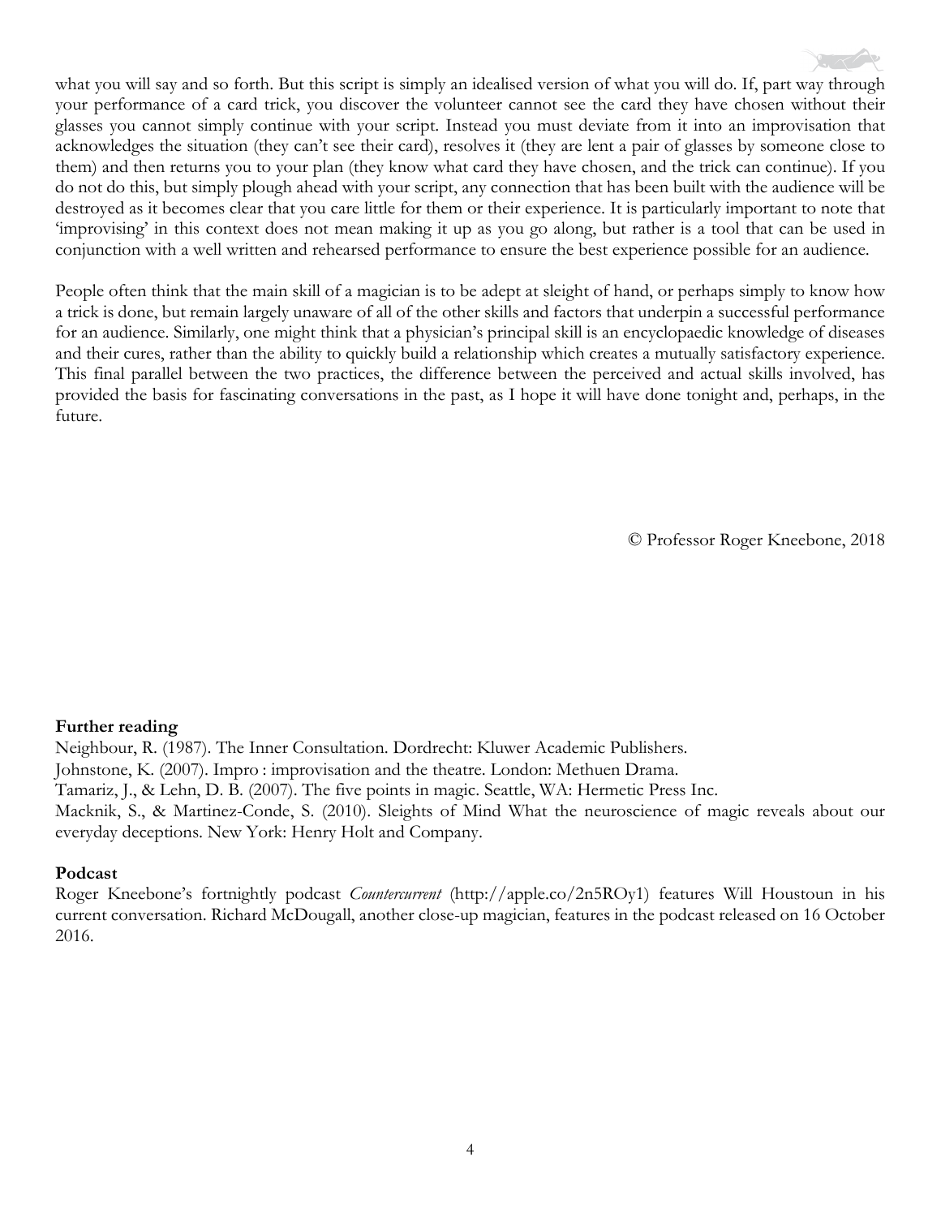what you will say and so forth. But this script is simply an idealised version of what you will do. If, part way through your performance of a card trick, you discover the volunteer cannot see the card they have chosen without their glasses you cannot simply continue with your script. Instead you must deviate from it into an improvisation that acknowledges the situation (they can't see their card), resolves it (they are lent a pair of glasses by someone close to them) and then returns you to your plan (they know what card they have chosen, and the trick can continue). If you do not do this, but simply plough ahead with your script, any connection that has been built with the audience will be destroyed as it becomes clear that you care little for them or their experience. It is particularly important to note that 'improvising' in this context does not mean making it up as you go along, but rather is a tool that can be used in conjunction with a well written and rehearsed performance to ensure the best experience possible for an audience.

People often think that the main skill of a magician is to be adept at sleight of hand, or perhaps simply to know how a trick is done, but remain largely unaware of all of the other skills and factors that underpin a successful performance for an audience. Similarly, one might think that a physician's principal skill is an encyclopaedic knowledge of diseases and their cures, rather than the ability to quickly build a relationship which creates a mutually satisfactory experience. This final parallel between the two practices, the difference between the perceived and actual skills involved, has provided the basis for fascinating conversations in the past, as I hope it will have done tonight and, perhaps, in the future.

© Professor Roger Kneebone, 2018

**Further reading**

Neighbour, R. (1987). The Inner Consultation. Dordrecht: Kluwer Academic Publishers.

Johnstone, K. (2007). Impro : improvisation and the theatre. London: Methuen Drama.

Tamariz, J., & Lehn, D. B. (2007). The five points in magic. Seattle, WA: Hermetic Press Inc.

Macknik, S., & Martinez-Conde, S. (2010). Sleights of Mind What the neuroscience of magic reveals about our everyday deceptions. New York: Henry Holt and Company.

**Podcast**

Roger Kneebone's fortnightly podcast *Countercurrent* (http://apple.co/2n5ROy1) features Will Houstoun in his current conversation. Richard McDougall, another close-up magician, features in the podcast released on 16 October 2016.